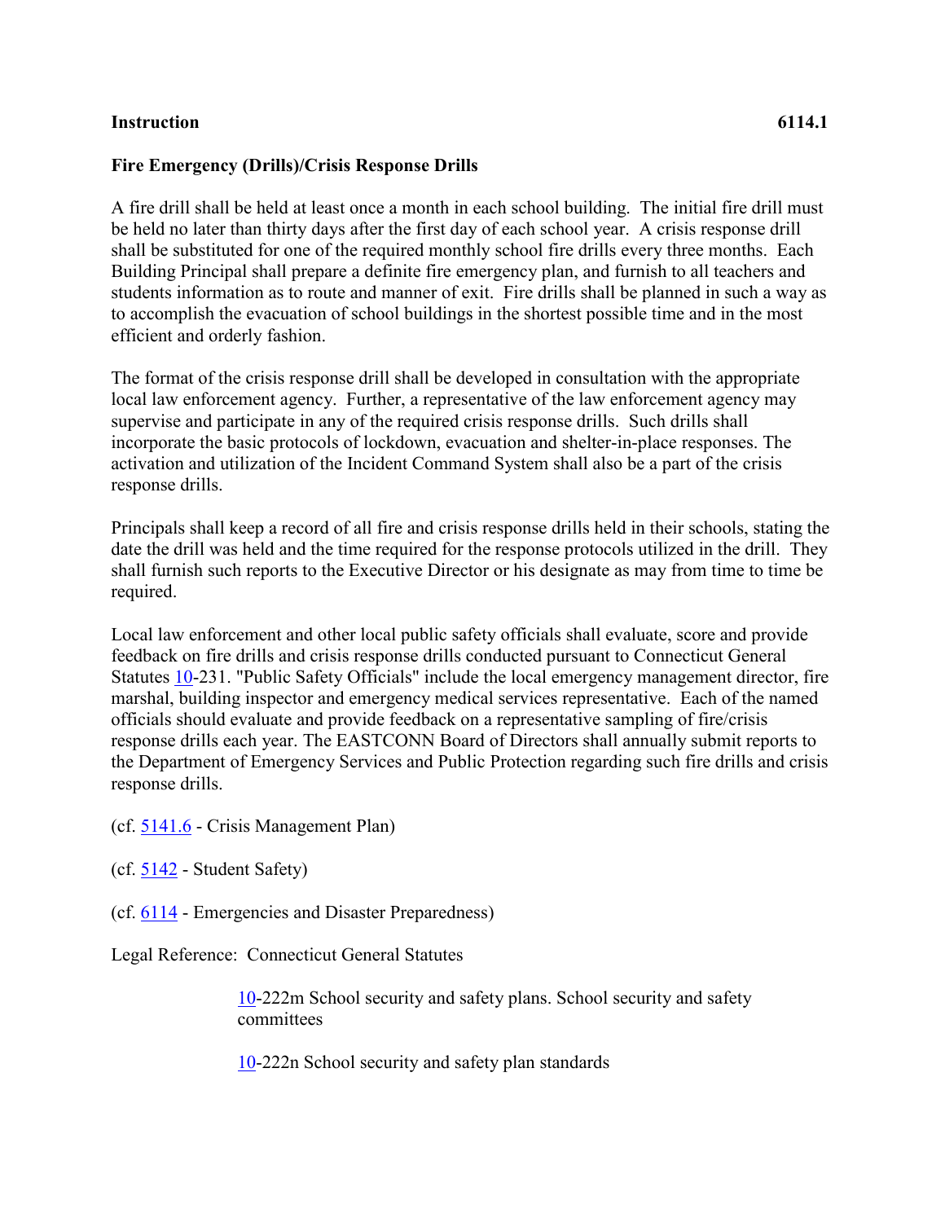**Instruction** **6114.1**

**Fire Emergency (Drills)/Crisis Response Drills**

A fire drill shall be held at least once a month in each school building. The initial fire drill must be held no later than thirty days after the first day of each school year. A crisis response drill shall be substituted for one of the required monthly school fire drills every three months. Each Building Principal shall prepare a definite fire emergency plan, and furnish to all teachers and students information as to route and manner of exit. Fire drills shall be planned in such a way as to accomplish the evacuation of school buildings in the shortest possible time and in the most efficient and orderly fashion.

The format of the crisis response drill shall be developed in consultation with the appropriate local law enforcement agency. Further, a representative of the law enforcement agency may supervise and participate in any of the required crisis response drills. Such drills shall incorporate the basic protocols of lockdown, evacuation and shelter-in-place responses. The activation and utilization of the Incident Command System shall also be a part of the crisis response drills.

Principals shall keep a record of all fire and crisis response drills held in their schools, stating the date the drill was held and the time required for the response protocols utilized in the drill. They shall furnish such reports to the Executive Director or his designate as may from time to time be required.

Local law enforcement and other local public safety officials shall evaluate, score and provide feedback on fire drills and crisis response drills conducted pursuant to Connecticut General Statutes 10-231. "Public Safety Officials" include the local emergency management director, fire marshal, building inspector and emergency medical services representative. Each of the named officials should evaluate and provide feedback on a representative sampling of fire/crisis response drills each year. The EASTCONN Board of Directors shall annually submit reports to the Department of Emergency Services and Public Protection regarding such fire drills and crisis response drills.

(cf. 5141.6 - Crisis Management Plan)

(cf. 5142 - Student Safety)

(cf. 6114 - Emergencies and Disaster Preparedness)

Legal Reference: Connecticut General Statutes

10-222m School security and safety plans. School security and safety committees

10-222n School security and safety plan standards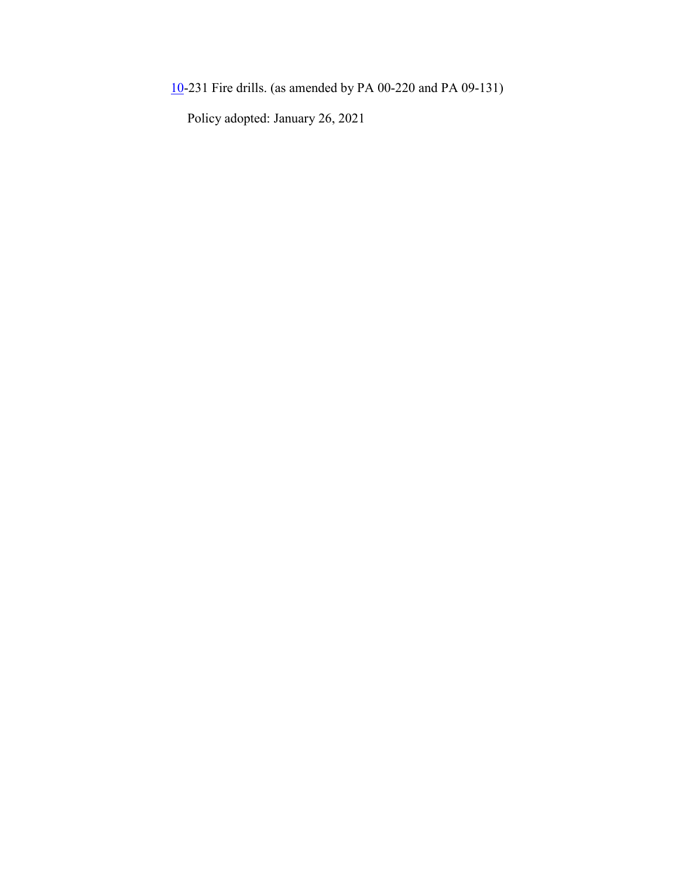10-231 Fire drills. (as amended by PA 00-220 and PA 09-131)

Policy adopted: January 26, 2021